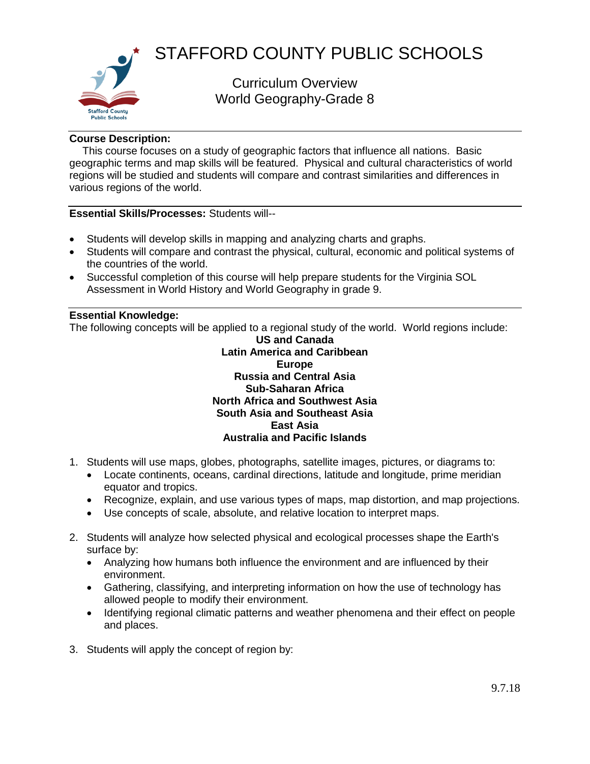# STAFFORD COUNTY PUBLIC SCHOOLS

## Curriculum Overview
## World Geography-Grade 8

**Course Description:**

This course focuses on a study of geographic factors that influence all nations. Basic geographic terms and map skills will be featured. Physical and cultural characteristics of world regions will be studied and students will compare and contrast similarities and differences in various regions of the world.

**Essential Skills/Processes:** Students will--

- Students will develop skills in mapping and analyzing charts and graphs.
- Students will compare and contrast the physical, cultural, economic and political systems of the countries of the world.
- Successful completion of this course will help prepare students for the Virginia SOL Assessment in World History and World Geography in grade 9.

**Essential Knowledge:**

The following concepts will be applied to a regional study of the world. World regions include:

**US and Canada**
**Latin America and Caribbean**
**Europe**
**Russia and Central Asia**
**Sub-Saharan Africa**
**North Africa and Southwest Asia**
**South Asia and Southeast Asia**
**East Asia**
**Australia and Pacific Islands**

1. Students will use maps, globes, photographs, satellite images, pictures, or diagrams to:
   - Locate continents, oceans, cardinal directions, latitude and longitude, prime meridian equator and tropics.
   - Recognize, explain, and use various types of maps, map distortion, and map projections.
   - Use concepts of scale, absolute, and relative location to interpret maps.

2. Students will analyze how selected physical and ecological processes shape the Earth's surface by:
   - Analyzing how humans both influence the environment and are influenced by their environment.
   - Gathering, classifying, and interpreting information on how the use of technology has allowed people to modify their environment.
   - Identifying regional climatic patterns and weather phenomena and their effect on people and places.

3. Students will apply the concept of region by: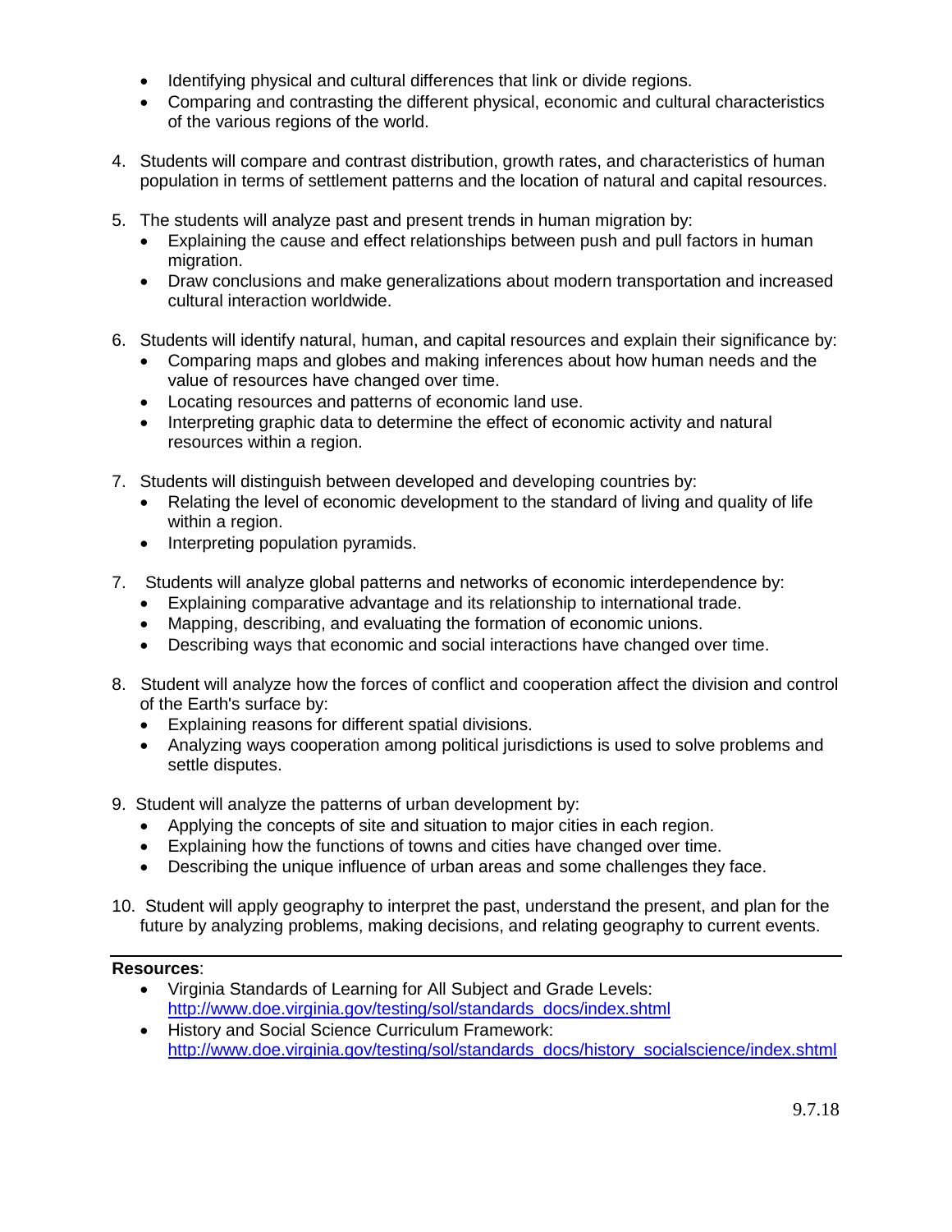- Identifying physical and cultural differences that link or divide regions.
- Comparing and contrasting the different physical, economic and cultural characteristics of the various regions of the world.

4. Students will compare and contrast distribution, growth rates, and characteristics of human population in terms of settlement patterns and the location of natural and capital resources.

5. The students will analyze past and present trends in human migration by:
   - Explaining the cause and effect relationships between push and pull factors in human migration.
   - Draw conclusions and make generalizations about modern transportation and increased cultural interaction worldwide.

6. Students will identify natural, human, and capital resources and explain their significance by:
   - Comparing maps and globes and making inferences about how human needs and the value of resources have changed over time.
   - Locating resources and patterns of economic land use.
   - Interpreting graphic data to determine the effect of economic activity and natural resources within a region.

7. Students will distinguish between developed and developing countries by:
   - Relating the level of economic development to the standard of living and quality of life within a region.
   - Interpreting population pyramids.

7. Students will analyze global patterns and networks of economic interdependence by:
   - Explaining comparative advantage and its relationship to international trade.
   - Mapping, describing, and evaluating the formation of economic unions.
   - Describing ways that economic and social interactions have changed over time.

8. Student will analyze how the forces of conflict and cooperation affect the division and control of the Earth's surface by:
   - Explaining reasons for different spatial divisions.
   - Analyzing ways cooperation among political jurisdictions is used to solve problems and settle disputes.

9. Student will analyze the patterns of urban development by:
   - Applying the concepts of site and situation to major cities in each region.
   - Explaining how the functions of towns and cities have changed over time.
   - Describing the unique influence of urban areas and some challenges they face.

10. Student will apply geography to interpret the past, understand the present, and plan for the future by analyzing problems, making decisions, and relating geography to current events.

---

**Resources**:

- Virginia Standards of Learning for All Subject and Grade Levels: http://www.doe.virginia.gov/testing/sol/standards_docs/index.shtml
- History and Social Science Curriculum Framework: http://www.doe.virginia.gov/testing/sol/standards_docs/history_socialscience/index.shtml